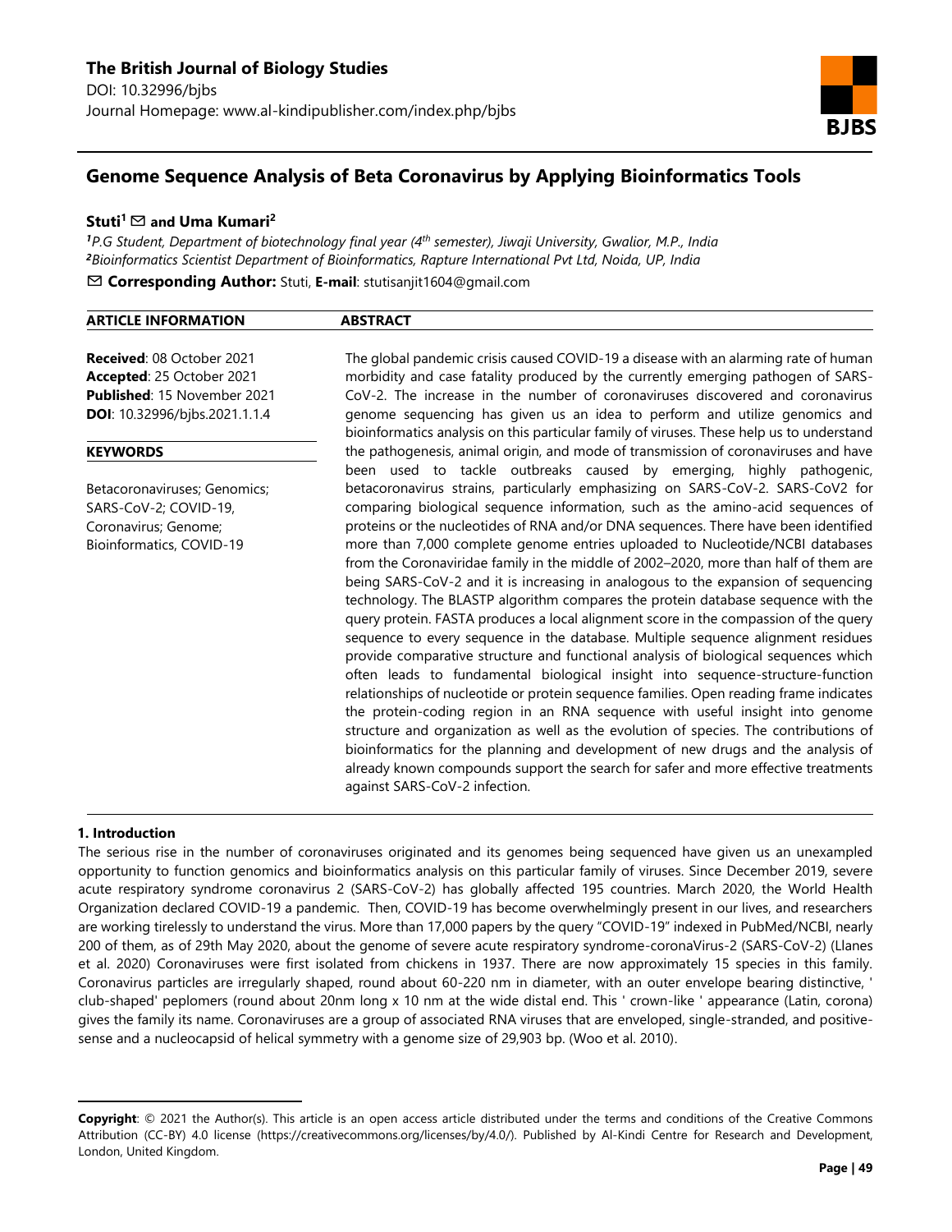# Genome Sequence Analysis of Beta Coronavirus by Applying Bioinformatics Tools

**Stuti[1] ✉ and Uma Kumari[2]**

*[1]P.G Student, Department of biotechnology final year (4th semester), Jiwaji University, Gwalior, M.P., India*
*[2]Bioinformatics Scientist Department of Bioinformatics, Rapture International Pvt Ltd, Noida, UP, India*

✉ **Corresponding Author:** Stuti, **E-mail**: stutisanjit1604@gmail.com

**ARTICLE INFORMATION**

**Received**: 08 October 2021
**Accepted**: 25 October 2021
**Published**: 15 November 2021
**DOI**: 10.32996/bjbs.2021.1.1.4

**KEYWORDS**

Betacoronaviruses; Genomics; SARS-CoV-2; COVID-19, Coronavirus; Genome; Bioinformatics, COVID-19

**ABSTRACT**

The global pandemic crisis caused COVID-19 a disease with an alarming rate of human morbidity and case fatality produced by the currently emerging pathogen of SARS-CoV-2. The increase in the number of coronaviruses discovered and coronavirus genome sequencing has given us an idea to perform and utilize genomics and bioinformatics analysis on this particular family of viruses. These help us to understand the pathogenesis, animal origin, and mode of transmission of coronaviruses and have been used to tackle outbreaks caused by emerging, highly pathogenic, betacoronavirus strains, particularly emphasizing on SARS-CoV-2. SARS-CoV2 for comparing biological sequence information, such as the amino-acid sequences of proteins or the nucleotides of RNA and/or DNA sequences. There have been identified more than 7,000 complete genome entries uploaded to Nucleotide/NCBI databases from the Coronaviridae family in the middle of 2002–2020, more than half of them are being SARS-CoV-2 and it is increasing in analogous to the expansion of sequencing technology. The BLASTP algorithm compares the protein database sequence with the query protein. FASTA produces a local alignment score in the compassion of the query sequence to every sequence in the database. Multiple sequence alignment residues provide comparative structure and functional analysis of biological sequences which often leads to fundamental biological insight into sequence-structure-function relationships of nucleotide or protein sequence families. Open reading frame indicates the protein-coding region in an RNA sequence with useful insight into genome structure and organization as well as the evolution of species. The contributions of bioinformatics for the planning and development of new drugs and the analysis of already known compounds support the search for safer and more effective treatments against SARS-CoV-2 infection.

## 1. Introduction

The serious rise in the number of coronaviruses originated and its genomes being sequenced have given us an unexampled opportunity to function genomics and bioinformatics analysis on this particular family of viruses. Since December 2019, severe acute respiratory syndrome coronavirus 2 (SARS-CoV-2) has globally affected 195 countries. March 2020, the World Health Organization declared COVID-19 a pandemic. Then, COVID-19 has become overwhelmingly present in our lives, and researchers are working tirelessly to understand the virus. More than 17,000 papers by the query "COVID-19" indexed in PubMed/NCBI, nearly 200 of them, as of 29th May 2020, about the genome of severe acute respiratory syndrome-coronaVirus-2 (SARS-CoV-2) (Llanes et al. 2020) Coronaviruses were first isolated from chickens in 1937. There are now approximately 15 species in this family. Coronavirus particles are irregularly shaped, round about 60-220 nm in diameter, with an outer envelope bearing distinctive, ' club-shaped' peplomers (round about 20nm long x 10 nm at the wide distal end. This ' crown-like ' appearance (Latin, corona) gives the family its name. Coronaviruses are a group of associated RNA viruses that are enveloped, single-stranded, and positive-sense and a nucleocapsid of helical symmetry with a genome size of 29,903 bp. (Woo et al. 2010).

**Copyright**: © 2021 the Author(s). This article is an open access article distributed under the terms and conditions of the Creative Commons Attribution (CC-BY) 4.0 license (https://creativecommons.org/licenses/by/4.0/). Published by Al-Kindi Centre for Research and Development, London, United Kingdom.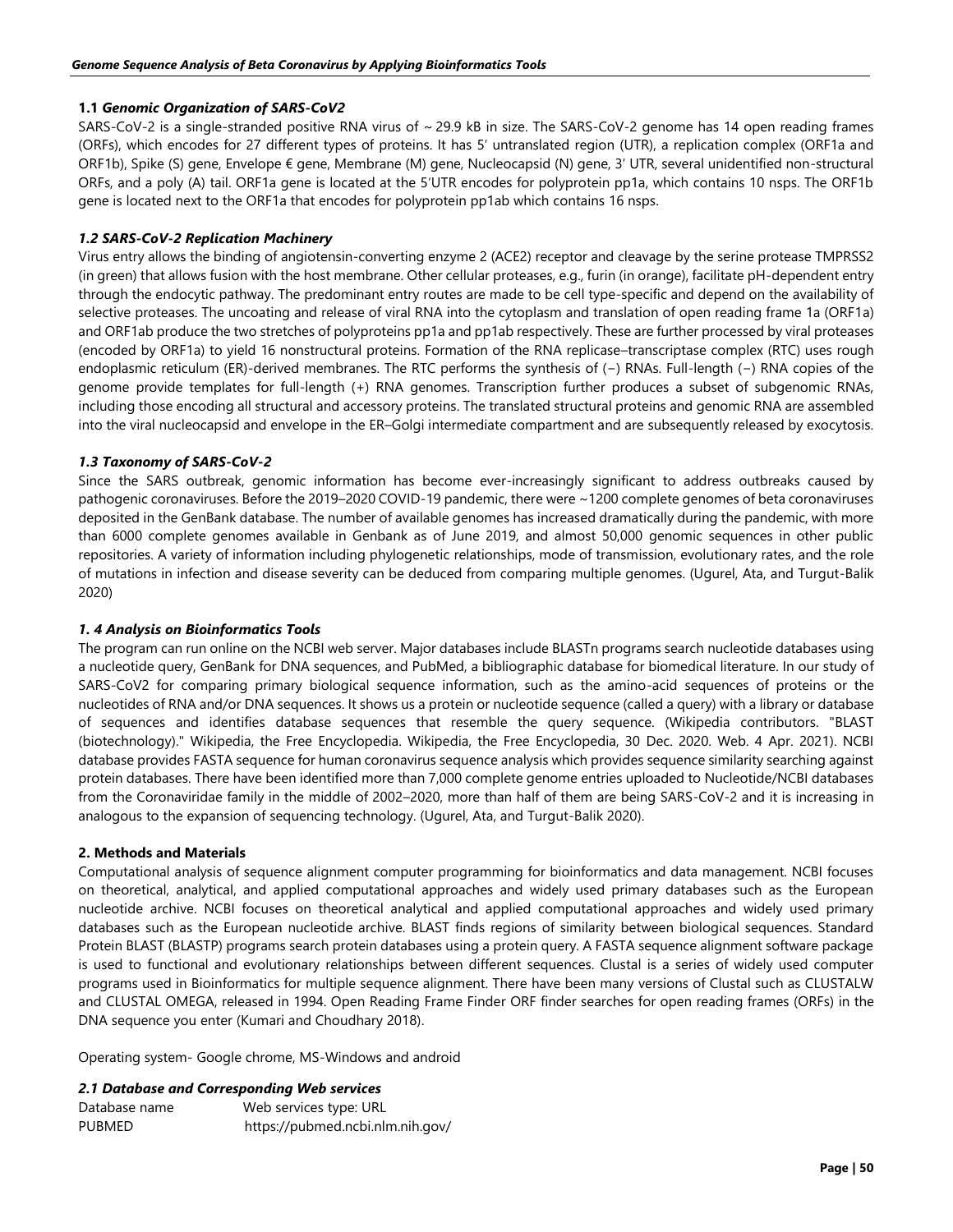### 1.1 *Genomic Organization of SARS-CoV2*

SARS-CoV-2 is a single-stranded positive RNA virus of ~ 29.9 kB in size. The SARS-CoV-2 genome has 14 open reading frames (ORFs), which encodes for 27 different types of proteins. It has 5′ untranslated region (UTR), a replication complex (ORF1a and ORF1b), Spike (S) gene, Envelope € gene, Membrane (M) gene, Nucleocapsid (N) gene, 3′ UTR, several unidentified non-structural ORFs, and a poly (A) tail. ORF1a gene is located at the 5′UTR encodes for polyprotein pp1a, which contains 10 nsps. The ORF1b gene is located next to the ORF1a that encodes for polyprotein pp1ab which contains 16 nsps.

### *1.2 SARS-CoV-2 Replication Machinery*

Virus entry allows the binding of angiotensin-converting enzyme 2 (ACE2) receptor and cleavage by the serine protease TMPRSS2 (in green) that allows fusion with the host membrane. Other cellular proteases, e.g., furin (in orange), facilitate pH-dependent entry through the endocytic pathway. The predominant entry routes are made to be cell type-specific and depend on the availability of selective proteases. The uncoating and release of viral RNA into the cytoplasm and translation of open reading frame 1a (ORF1a) and ORF1ab produce the two stretches of polyproteins pp1a and pp1ab respectively. These are further processed by viral proteases (encoded by ORF1a) to yield 16 nonstructural proteins. Formation of the RNA replicase–transcriptase complex (RTC) uses rough endoplasmic reticulum (ER)-derived membranes. The RTC performs the synthesis of (−) RNAs. Full-length (−) RNA copies of the genome provide templates for full-length (+) RNA genomes. Transcription further produces a subset of subgenomic RNAs, including those encoding all structural and accessory proteins. The translated structural proteins and genomic RNA are assembled into the viral nucleocapsid and envelope in the ER–Golgi intermediate compartment and are subsequently released by exocytosis.

### *1.3 Taxonomy of SARS-CoV-2*

Since the SARS outbreak, genomic information has become ever-increasingly significant to address outbreaks caused by pathogenic coronaviruses. Before the 2019–2020 COVID-19 pandemic, there were ~1200 complete genomes of beta coronaviruses deposited in the GenBank database. The number of available genomes has increased dramatically during the pandemic, with more than 6000 complete genomes available in Genbank as of June 2019, and almost 50,000 genomic sequences in other public repositories. A variety of information including phylogenetic relationships, mode of transmission, evolutionary rates, and the role of mutations in infection and disease severity can be deduced from comparing multiple genomes. (Ugurel, Ata, and Turgut-Balik 2020)

### *1. 4 Analysis on Bioinformatics Tools*

The program can run online on the NCBI web server. Major databases include BLASTn programs search nucleotide databases using a nucleotide query, GenBank for DNA sequences, and PubMed, a bibliographic database for biomedical literature. In our study of SARS-CoV2 for comparing primary biological sequence information, such as the amino-acid sequences of proteins or the nucleotides of RNA and/or DNA sequences. It shows us a protein or nucleotide sequence (called a query) with a library or database of sequences and identifies database sequences that resemble the query sequence. (Wikipedia contributors. "BLAST (biotechnology)." Wikipedia, the Free Encyclopedia. Wikipedia, the Free Encyclopedia, 30 Dec. 2020. Web. 4 Apr. 2021). NCBI database provides FASTA sequence for human coronavirus sequence analysis which provides sequence similarity searching against protein databases. There have been identified more than 7,000 complete genome entries uploaded to Nucleotide/NCBI databases from the Coronaviridae family in the middle of 2002–2020, more than half of them are being SARS-CoV-2 and it is increasing in analogous to the expansion of sequencing technology. (Ugurel, Ata, and Turgut-Balik 2020).

## 2. Methods and Materials

Computational analysis of sequence alignment computer programming for bioinformatics and data management. NCBI focuses on theoretical, analytical, and applied computational approaches and widely used primary databases such as the European nucleotide archive. NCBI focuses on theoretical analytical and applied computational approaches and widely used primary databases such as the European nucleotide archive. BLAST finds regions of similarity between biological sequences. Standard Protein BLAST (BLASTP) programs search protein databases using a protein query. A FASTA sequence alignment software package is used to functional and evolutionary relationships between different sequences. Clustal is a series of widely used computer programs used in Bioinformatics for multiple sequence alignment. There have been many versions of Clustal such as CLUSTALW and CLUSTAL OMEGA, released in 1994. Open Reading Frame Finder ORF finder searches for open reading frames (ORFs) in the DNA sequence you enter (Kumari and Choudhary 2018).

Operating system- Google chrome, MS-Windows and android

### *2.1 Database and Corresponding Web services*

| Database name | Web services type: URL |
| --- | --- |
| PUBMED | https://pubmed.ncbi.nlm.nih.gov/ |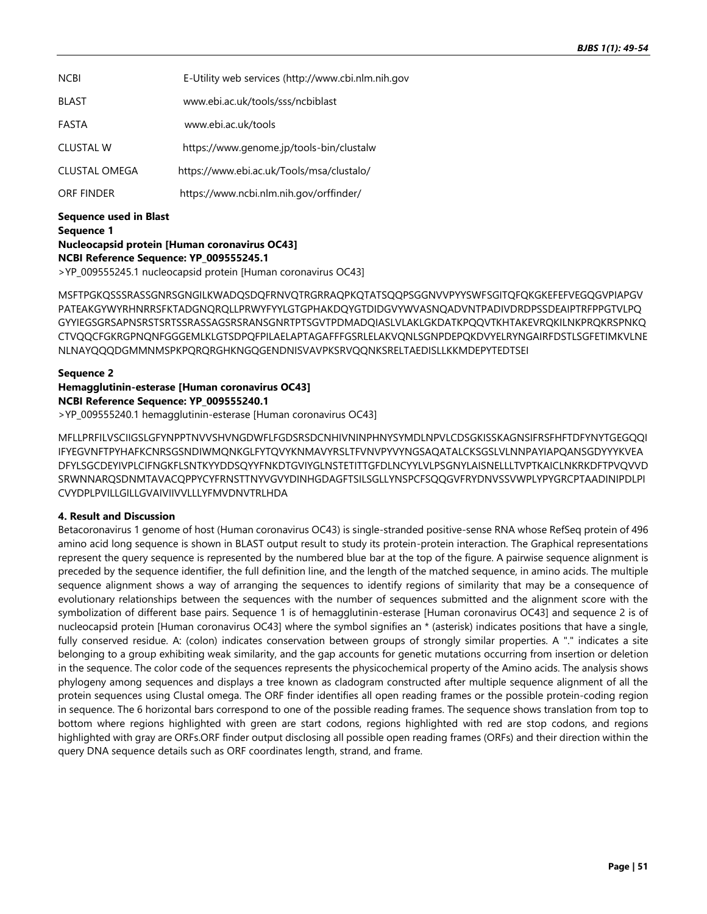| | |
|---|---|
| NCBI | E-Utility web services (http://www.cbi.nlm.nih.gov |
| BLAST | www.ebi.ac.uk/tools/sss/ncbiblast |
| FASTA | www.ebi.ac.uk/tools |
| CLUSTAL W | https://www.genome.jp/tools-bin/clustalw |
| CLUSTAL OMEGA | https://www.ebi.ac.uk/Tools/msa/clustalo/ |
| ORF FINDER | https://www.ncbi.nlm.nih.gov/orffinder/ |

**Sequence used in Blast**
**Sequence 1**
**Nucleocapsid protein [Human coronavirus OC43]**
**NCBI Reference Sequence: YP_009555245.1**
>YP_009555245.1 nucleocapsid protein [Human coronavirus OC43]

MSFTPGKQSSSRASSGNRSGNGILKWADQSDQFRNVQTRGRRAQPKQTATSQQPSGGNVVPYYSWFSGITQFQKGKEFEFVEGQGVPIAPGV PATEAKGYWYRHNRRSFKTADGNQRQLLPRWYFYYLGTGPHAKDQYGTDIDGVYWVASNQADVNTPADIVDRDPSSDEAIPTRFPPGTVLPQ GYYIEGSGRSAPNSRSTSRTSSRASSAGSRSRANSGNRTPTSGVTPDMADQIASLVLAKLGKDATKPQQVTKHTAKEVRQKILNKPRQKRSPNKQ CTVQQCFGKRGPNQNFGGGEMLKLGTSDPQFPILAELAPTAGAFFFGSRLELAKVQNLSGNPDEPQKDVYELRYNGAIRFDSTLSGFETIMKVLNE NLNAYQQQDGMMNMSPKPQRQRGHKNGQGENDNISVAVPKSRVQQNKSRELTAEDISLLKKMDEPYTEDTSEI

**Sequence 2**
**Hemagglutinin-esterase [Human coronavirus OC43]**
**NCBI Reference Sequence: YP_009555240.1**
>YP_009555240.1 hemagglutinin-esterase [Human coronavirus OC43]

MFLLPRFILVSCIIGSLGFYNPPTNVVSHVNGDWFLFGDSRSDCNHIVNINPHNYSYMDLNPVLCDSGKISSKAGNSIFRSFHFTDFYNYTGEGQQI IFYEGVNFTPYHAFKCNRSGSNDIWMQNKGLFYTQVYKNMAVYRSLTFVNVPYVYNGSAQATALCKSGSLVLNNPAYIAPQANSGDYYYKVEA DFYLSGCDEYIVPLCIFNGKFLSNTKYYDDSQYYFNKDTGVIYGLNSTETITTGFDLNCYYLVLPSGNYLAISNELLLTVPTKAICLNKRKDFTPVQVVD SRWNNARQSDNMTAVACQPPYCYFRNSTTNYVGVYDINHGDAGFTSILSGLLYNSPCFSQQGVFRYDNVSSVWPLYPYGRCPTAADINIPDLPI CVYDPLPVILLGILLGVAIVIIVVLLLYFMVDNVTRLHDA

**4. Result and Discussion**

Betacoronavirus 1 genome of host (Human coronavirus OC43) is single-stranded positive-sense RNA whose RefSeq protein of 496 amino acid long sequence is shown in BLAST output result to study its protein-protein interaction. The Graphical representations represent the query sequence is represented by the numbered blue bar at the top of the figure. A pairwise sequence alignment is preceded by the sequence identifier, the full definition line, and the length of the matched sequence, in amino acids. The multiple sequence alignment shows a way of arranging the sequences to identify regions of similarity that may be a consequence of evolutionary relationships between the sequences with the number of sequences submitted and the alignment score with the symbolization of different base pairs. Sequence 1 is of hemagglutinin-esterase [Human coronavirus OC43] and sequence 2 is of nucleocapsid protein [Human coronavirus OC43] where the symbol signifies an * (asterisk) indicates positions that have a single, fully conserved residue. A: (colon) indicates conservation between groups of strongly similar properties. A "." indicates a site belonging to a group exhibiting weak similarity, and the gap accounts for genetic mutations occurring from insertion or deletion in the sequence. The color code of the sequences represents the physicochemical property of the Amino acids. The analysis shows phylogeny among sequences and displays a tree known as cladogram constructed after multiple sequence alignment of all the protein sequences using Clustal omega. The ORF finder identifies all open reading frames or the possible protein-coding region in sequence. The 6 horizontal bars correspond to one of the possible reading frames. The sequence shows translation from top to bottom where regions highlighted with green are start codons, regions highlighted with red are stop codons, and regions highlighted with gray are ORFs.ORF finder output disclosing all possible open reading frames (ORFs) and their direction within the query DNA sequence details such as ORF coordinates length, strand, and frame.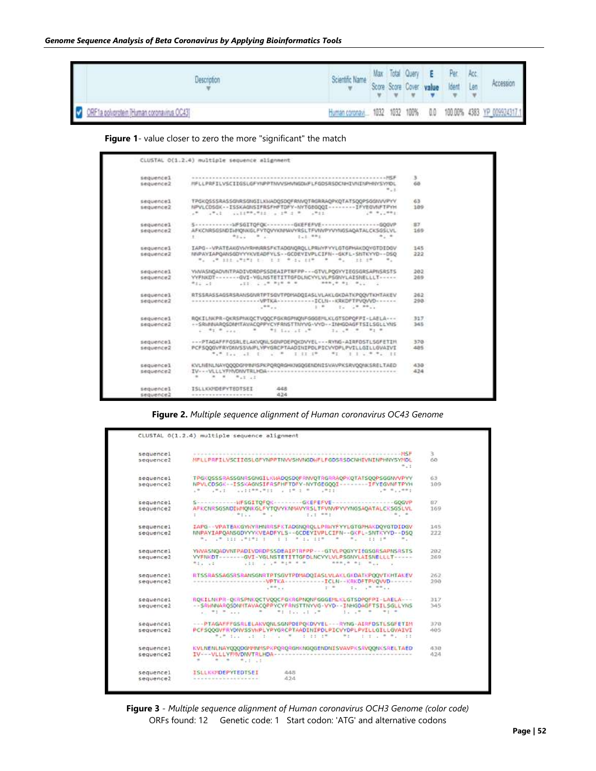| Description | Scientific Name | Max Score | Total Score | Query Cover | E value | Per. Ident | Acc. Len | Accession |
|---|---|---|---|---|---|---|---|---|
| ORF1a polyprotein [Human coronavirus OC43] | Human coronavi... | 1032 | 1032 | 100% | 0.0 | 100.00% | 4383 | YP_009924317.1 |

**Figure 1**- value closer to zero the more "significant" the match

```
CLUSTAL O(1.2.4) multiple sequence alignment

sequence1      ------------------------------------------------------------MSF      3
sequence2      MFLLPRFILVSCIIGSLGFYNPPTNVVSHVNGDWFLFGDSRSDCNHIVNINPHNYSYMDL      60
                                                                            *.:

sequence1      TPGKQSSSRASSGNRSGNGILKWADQSDQFRNVQTRGRRAQPKQTATSQQPSGGNVVPYY      63
sequence2      NPVLCDSGK--ISSKAGNSIFRSFHFTDFY-NYTGEGQQI--------IFYEGVNFTPYH      109

sequence1      S-----------WFSGITQFQK--------GKEFEFVE-----------------GQGVP      87
sequence2      AFKCNRSGSNDIWMQNKGLFYTQVYKNMAVYRSLTFVNVPYVYNGSAQATALCKSGSLVL      169

sequence1      IAPG--VPATEAKGYWYRHNRRSFKTADGNQRQLLPRWYFYYLGTGPHAKDQYGTDIDGV      145
sequence2      NNPAYIAPQANSGDYYYKVEADFYLS--GCDEYIVPLCIFN--GKFL-SNTKYYD--DSQ      222

sequence1      YWVASNQADVNTPADIVDRDPSSDEAIPTRFPP---GTVLPQGYYIEGSGRSAPNSRSTS      202
sequence2      YYFNKDT-------GVI-YGLNSTETITTGFDLNCYYLVLPSGNYLAISNELLLT-----      269

sequence1      RTSSRASSAGSRSRANSGNRTPTSGVTPDMADQIASLVLAKLGKDATKPQQVTKHTAKEV      262
sequence2      -------------------VPTKA-----------ICLN--KRKDFTPVQVVD-------      290

sequence1      RQKILNKPR-QKRSPNKQCTVQQCFGKRGPNQNFGGGEMLKLGTSDPQFPI-LAELA---      317
sequence2      --SRWNNARQSDNMTAVACQPPYCYFRNSTTNYVG-VYD--INHGDAGFTSILSGLLYNS      345

sequence1      ---PTAGAFFFGSRLELAKVQNLSGNPDEPQKDVYEL---RYNG-AIRFDSTLSGFETIM      370
sequence2      PCFSQQGVFRYDNVSSVWPLYPYGRCPTAADINIPDLPICVYDPLPVILLGILLGVAIVI      405

sequence1      KVLNENLNAYQQQDGMMNMSPKPQRQRGHKNGQGENDNISVAVPKSRVQQNKSRELTAED      430
sequence2      IV---VLLLYFMVDNVTRLHDA--------------------------------------      424

sequence1      ISLLKKMDEPYTEDTSEI        448
sequence2      ------------------        424
```

**Figure 2.** *Multiple sequence alignment of Human coronavirus OC43 Genome*

```
CLUSTAL O(1.2.4) multiple sequence alignment

sequence1      ------------------------------------------------------------MSF      3
sequence2      MFLLPRFILVSCIIGSLGFYNPPTNVVSHVNGDWFLFGDSRSDCNHIVNINPHNYSYMDL      60

sequence1      TPGKQSSSRASSGNRSGNGILKWADQSDQFRNVQTRGRRAQPKQTATSQQPSGGNVVPYY      63
sequence2      NPVLCDSGK--ISSKAGNSIFRSFHFTDFY-NYTGEGQQI--------IFYEGVNFTPYH      109

sequence1      S-----------WFSGITQFQK--------GKEFEFVE-----------------GQGVP      87
sequence2      AFKCNRSGSNDIWMQNKGLFYTQVYKNMAVYRSLTFVNVPYVYNGSAQATALCKSGSLVL      169

sequence1      IAPG--VPATEAKGYWYRHNRRSFKTADGNQRQLLPRWYFYYLGTGPHAKDQYGTDIDGV      145
sequence2      NNPAYIAPQANSGDYYYKVEADFYLS--GCDEYIVPLCIFN--GKFL-SNTKYYD--DSQ      222

sequence1      YWVASNQADVNTPADIVDRDPSSDEAIPTRFPP---GTVLPQGYYIEGSGRSAPNSRSTS      202
sequence2      YYFNKDT-------GVI-YGLNSTETITTGFDLNCYYLVLPSGNYLAISNELLLT-----      269

sequence1      RTSSRASSAGSRSRANSGNRTPTSGVTPDMADQIASLVLAKLGKDATKPQQVTKHTAKEV      262
sequence2      -------------------VPTKA-----------ICLN--KRKDFTPVQVVD-------      290

sequence1      RQKILNKPR-QKRSPNKQCTVQQCFGKRGPNQNFGGGEMLKLGTSDPQFPI-LAELA---      317
sequence2      --SRWNNARQSDNMTAVACQPPYCYFRNSTTNYVG-VYD--INHGDAGFTSILSGLLYNS      345

sequence1      ---PTAGAFFFGSRLELAKVQNLSGNPDEPQKDVYEL---RYNG-AIRFDSTLSGFETIM      370
sequence2      PCFSQQGVFRYDNVSSVWPLYPYGRCPTAADINIPDLPICVYDPLPVILLGILLGVAIVI      405

sequence1      KVLNENLNAYQQQDGMMNMSPKPQRQRGHKNGQGENDNISVAVPKSRVQQNKSRELTAED      430
sequence2      IV---VLLLYFMVDNVTRLHDA--------------------------------------      424

sequence1      ISLLKKMDEPYTEDTSEI        448
sequence2      ------------------        424
```

**Figure 3** - *Multiple sequence alignment of Human coronavirus OCH3 Genome (color code)*

ORFs found: 12 Genetic code: 1 Start codon: 'ATG' and alternative codons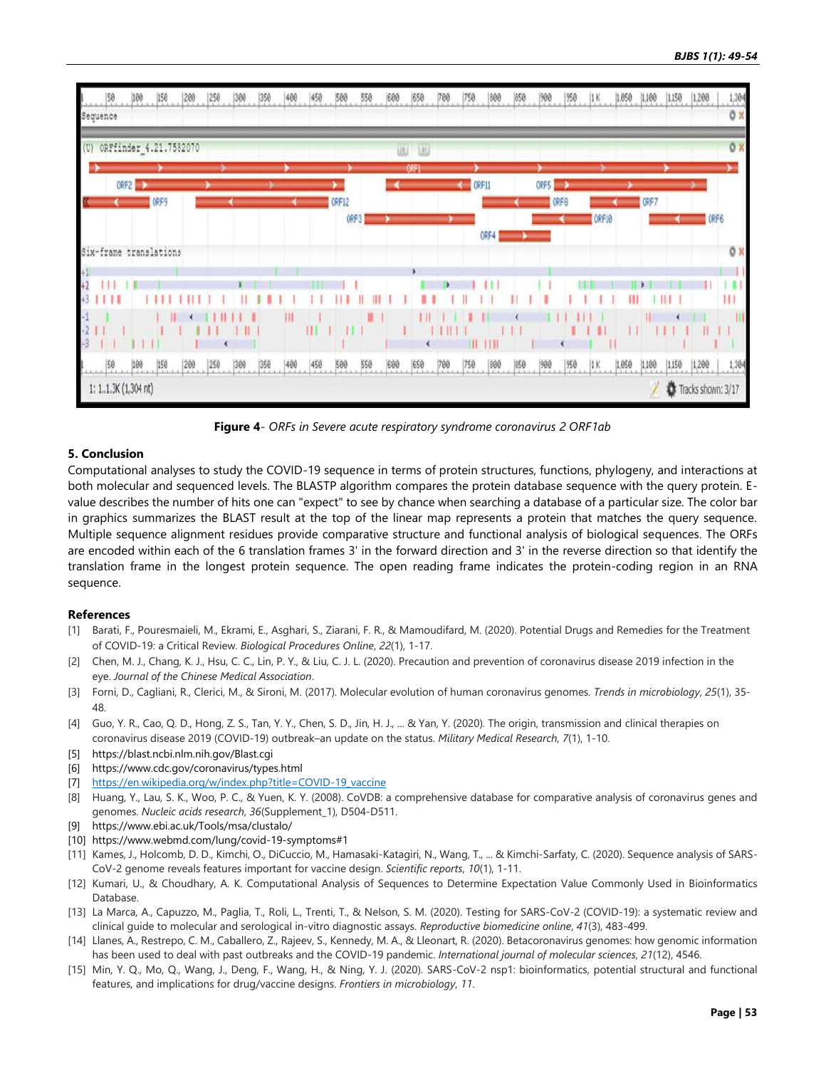**Figure 4**- *ORFs in Severe acute respiratory syndrome coronavirus 2 ORF1ab*

## 5. Conclusion

Computational analyses to study the COVID-19 sequence in terms of protein structures, functions, phylogeny, and interactions at both molecular and sequenced levels. The BLASTP algorithm compares the protein database sequence with the query protein. E-value describes the number of hits one can "expect" to see by chance when searching a database of a particular size. The color bar in graphics summarizes the BLAST result at the top of the linear map represents a protein that matches the query sequence. Multiple sequence alignment residues provide comparative structure and functional analysis of biological sequences. The ORFs are encoded within each of the 6 translation frames 3' in the forward direction and 3' in the reverse direction so that identify the translation frame in the longest protein sequence. The open reading frame indicates the protein-coding region in an RNA sequence.

## References

[1] Barati, F., Pouresmaieli, M., Ekrami, E., Asghari, S., Ziarani, F. R., & Mamoudifard, M. (2020). Potential Drugs and Remedies for the Treatment of COVID-19: a Critical Review. *Biological Procedures Online*, *22*(1), 1-17.

[2] Chen, M. J., Chang, K. J., Hsu, C. C., Lin, P. Y., & Liu, C. J. L. (2020). Precaution and prevention of coronavirus disease 2019 infection in the eye. *Journal of the Chinese Medical Association*.

[3] Forni, D., Cagliani, R., Clerici, M., & Sironi, M. (2017). Molecular evolution of human coronavirus genomes. *Trends in microbiology*, *25*(1), 35-48.

[4] Guo, Y. R., Cao, Q. D., Hong, Z. S., Tan, Y. Y., Chen, S. D., Jin, H. J., ... & Yan, Y. (2020). The origin, transmission and clinical therapies on coronavirus disease 2019 (COVID-19) outbreak–an update on the status. *Military Medical Research*, *7*(1), 1-10.

[5] https://blast.ncbi.nlm.nih.gov/Blast.cgi

[6] https://www.cdc.gov/coronavirus/types.html

[7] https://en.wikipedia.org/w/index.php?title=COVID-19_vaccine

[8] Huang, Y., Lau, S. K., Woo, P. C., & Yuen, K. Y. (2008). CoVDB: a comprehensive database for comparative analysis of coronavirus genes and genomes. *Nucleic acids research*, *36*(Supplement_1), D504-D511.

[9] https://www.ebi.ac.uk/Tools/msa/clustalo/

[10] https://www.webmd.com/lung/covid-19-symptoms#1

[11] Kames, J., Holcomb, D. D., Kimchi, O., DiCuccio, M., Hamasaki-Katagiri, N., Wang, T., ... & Kimchi-Sarfaty, C. (2020). Sequence analysis of SARS-CoV-2 genome reveals features important for vaccine design. *Scientific reports*, *10*(1), 1-11.

[12] Kumari, U., & Choudhary, A. K. Computational Analysis of Sequences to Determine Expectation Value Commonly Used in Bioinformatics Database.

[13] La Marca, A., Capuzzo, M., Paglia, T., Roli, L., Trenti, T., & Nelson, S. M. (2020). Testing for SARS-CoV-2 (COVID-19): a systematic review and clinical guide to molecular and serological in-vitro diagnostic assays. *Reproductive biomedicine online*, *41*(3), 483-499.

[14] Llanes, A., Restrepo, C. M., Caballero, Z., Rajeev, S., Kennedy, M. A., & Lleonart, R. (2020). Betacoronavirus genomes: how genomic information has been used to deal with past outbreaks and the COVID-19 pandemic. *International journal of molecular sciences*, *21*(12), 4546.

[15] Min, Y. Q., Mo, Q., Wang, J., Deng, F., Wang, H., & Ning, Y. J. (2020). SARS-CoV-2 nsp1: bioinformatics, potential structural and functional features, and implications for drug/vaccine designs. *Frontiers in microbiology*, *11*.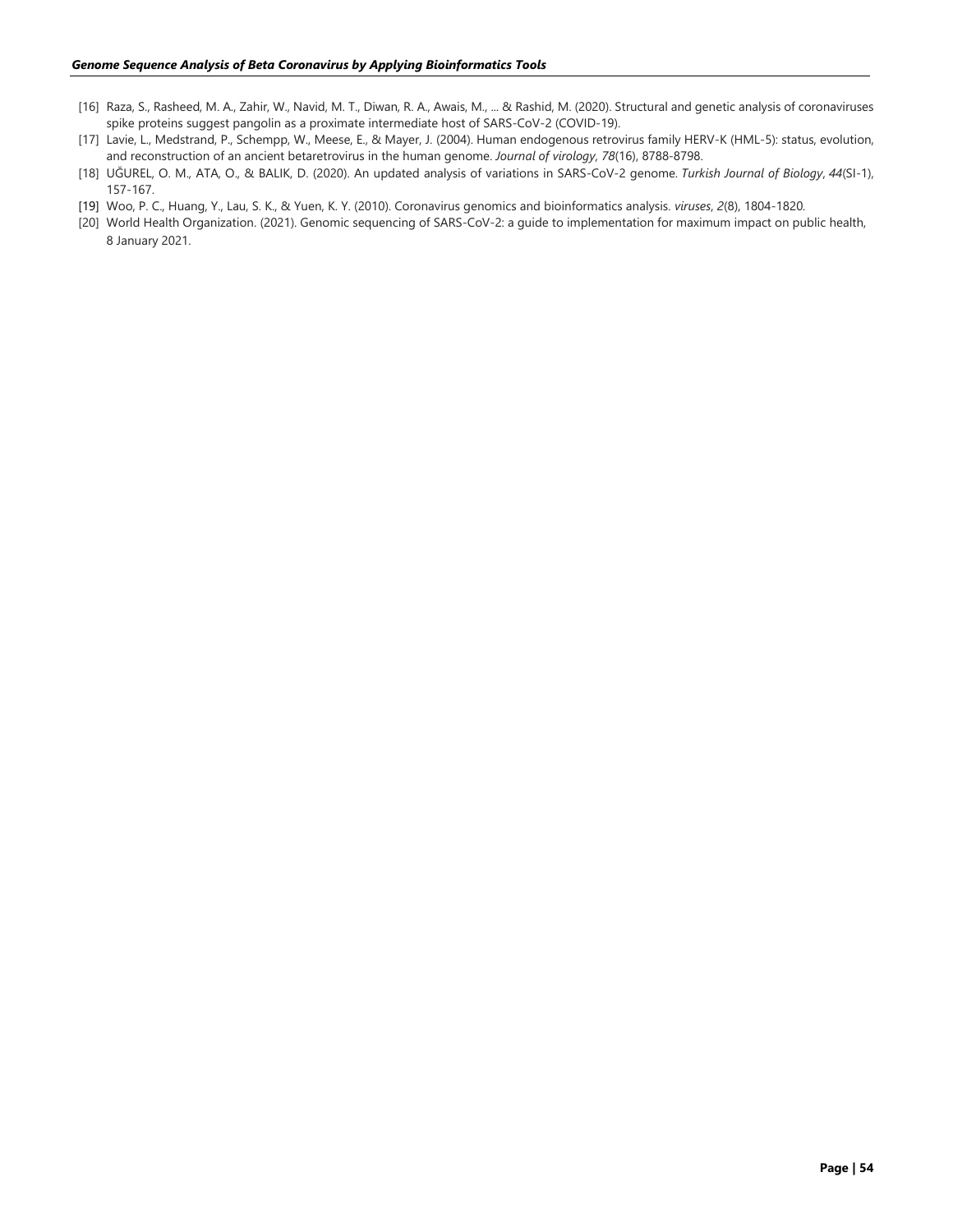[16] Raza, S., Rasheed, M. A., Zahir, W., Navid, M. T., Diwan, R. A., Awais, M., ... & Rashid, M. (2020). Structural and genetic analysis of coronaviruses spike proteins suggest pangolin as a proximate intermediate host of SARS-CoV-2 (COVID-19).

[17] Lavie, L., Medstrand, P., Schempp, W., Meese, E., & Mayer, J. (2004). Human endogenous retrovirus family HERV-K (HML-5): status, evolution, and reconstruction of an ancient betaretrovirus in the human genome. *Journal of virology*, *78*(16), 8788-8798.

[18] UĞUREL, O. M., ATA, O., & BALIK, D. (2020). An updated analysis of variations in SARS-CoV-2 genome. *Turkish Journal of Biology*, *44*(SI-1), 157-167.

[19] Woo, P. C., Huang, Y., Lau, S. K., & Yuen, K. Y. (2010). Coronavirus genomics and bioinformatics analysis. *viruses*, *2*(8), 1804-1820.

[20] World Health Organization. (2021). Genomic sequencing of SARS-CoV-2: a guide to implementation for maximum impact on public health, 8 January 2021.